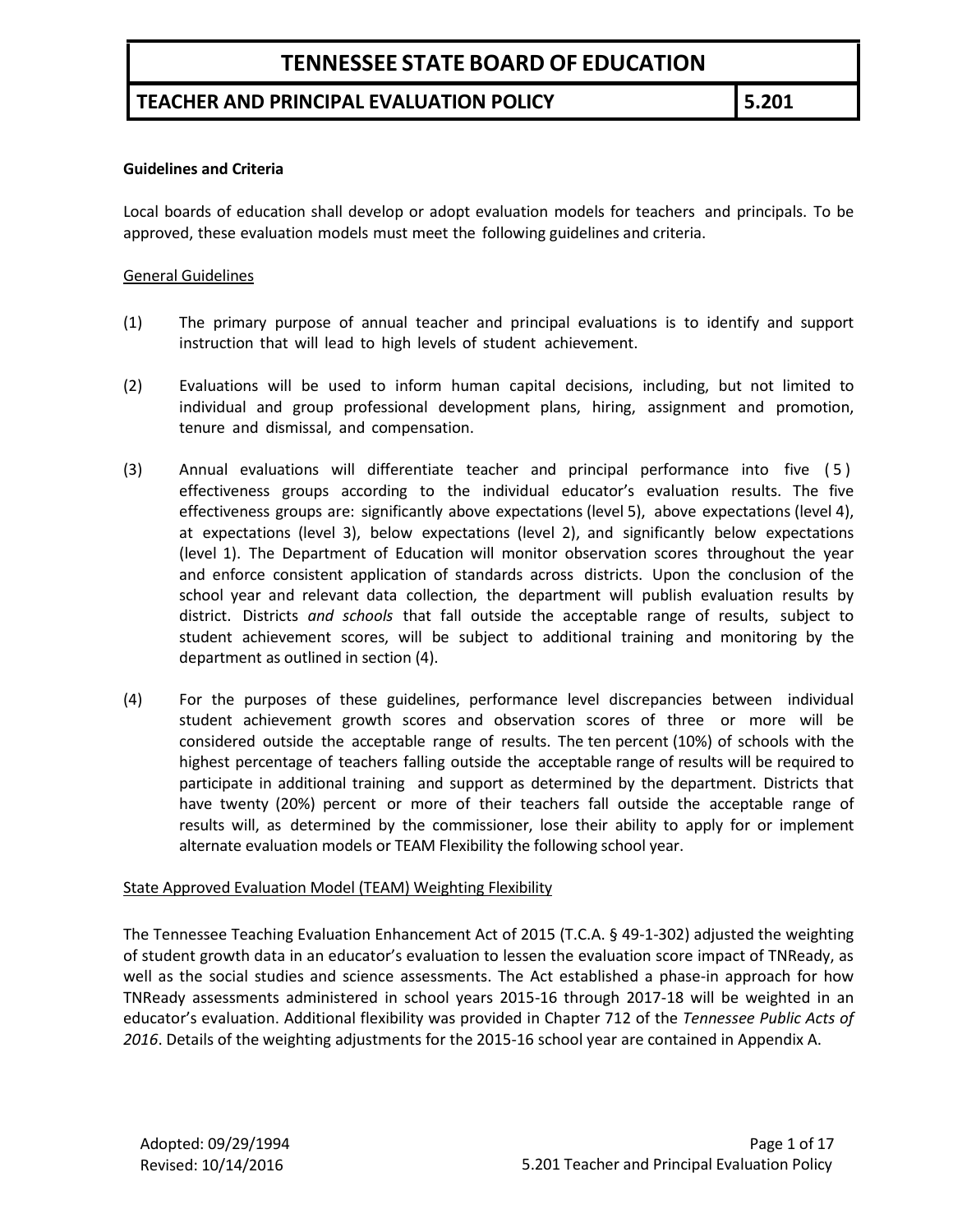# TENNESSEE STATE BOARD OF EDUCATION

## TEACHER AND PRINCIPAL EVALUATION POLICY 5.201

**Guidelines and Criteria**

Local boards of education shall develop or adopt evaluation models for teachers and principals. To be approved, these evaluation models must meet the following guidelines and criteria.

General Guidelines

(1) The primary purpose of annual teacher and principal evaluations is to identify and support instruction that will lead to high levels of student achievement.

(2) Evaluations will be used to inform human capital decisions, including, but not limited to individual and group professional development plans, hiring, assignment and promotion, tenure and dismissal, and compensation.

(3) Annual evaluations will differentiate teacher and principal performance into five (5) effectiveness groups according to the individual educator's evaluation results. The five effectiveness groups are: significantly above expectations (level 5), above expectations (level 4), at expectations (level 3), below expectations (level 2), and significantly below expectations (level 1). The Department of Education will monitor observation scores throughout the year and enforce consistent application of standards across districts. Upon the conclusion of the school year and relevant data collection, the department will publish evaluation results by district. Districts *and schools* that fall outside the acceptable range of results, subject to student achievement scores, will be subject to additional training and monitoring by the department as outlined in section (4).

(4) For the purposes of these guidelines, performance level discrepancies between individual student achievement growth scores and observation scores of three or more will be considered outside the acceptable range of results. The ten percent (10%) of schools with the highest percentage of teachers falling outside the acceptable range of results will be required to participate in additional training and support as determined by the department. Districts that have twenty (20%) percent or more of their teachers fall outside the acceptable range of results will, as determined by the commissioner, lose their ability to apply for or implement alternate evaluation models or TEAM Flexibility the following school year.

State Approved Evaluation Model (TEAM) Weighting Flexibility

The Tennessee Teaching Evaluation Enhancement Act of 2015 (T.C.A. § 49-1-302) adjusted the weighting of student growth data in an educator's evaluation to lessen the evaluation score impact of TNReady, as well as the social studies and science assessments. The Act established a phase-in approach for how TNReady assessments administered in school years 2015-16 through 2017-18 will be weighted in an educator's evaluation. Additional flexibility was provided in Chapter 712 of the *Tennessee Public Acts of 2016*. Details of the weighting adjustments for the 2015-16 school year are contained in Appendix A.

Adopted: 09/29/1994
Revised: 10/14/2016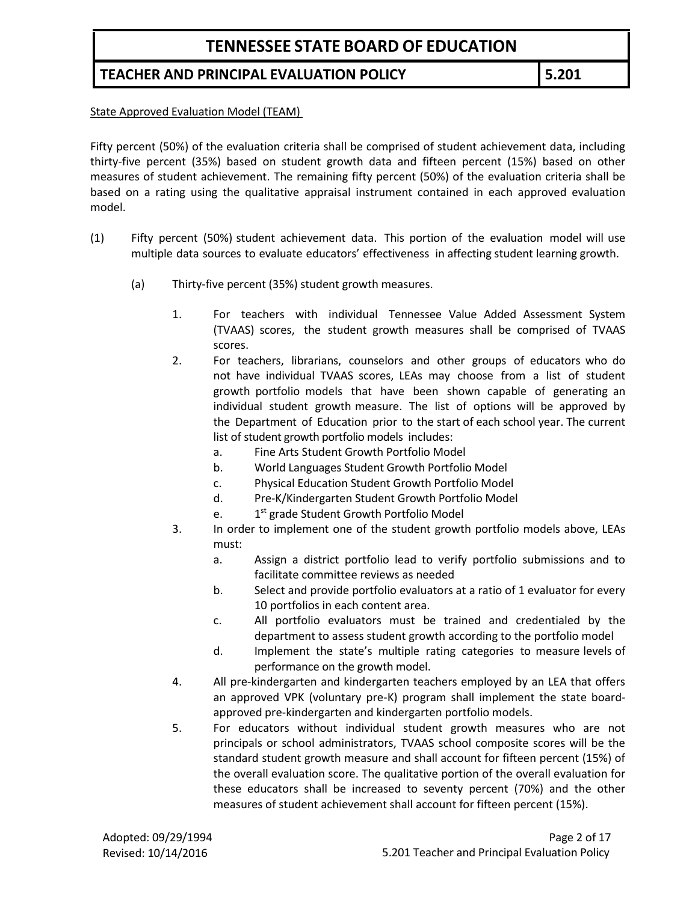State Approved Evaluation Model (TEAM)

Fifty percent (50%) of the evaluation criteria shall be comprised of student achievement data, including thirty-five percent (35%) based on student growth data and fifteen percent (15%) based on other measures of student achievement. The remaining fifty percent (50%) of the evaluation criteria shall be based on a rating using the qualitative appraisal instrument contained in each approved evaluation model.

(1) Fifty percent (50%) student achievement data. This portion of the evaluation model will use multiple data sources to evaluate educators' effectiveness in affecting student learning growth.

(a) Thirty-five percent (35%) student growth measures.

1. For teachers with individual Tennessee Value Added Assessment System (TVAAS) scores, the student growth measures shall be comprised of TVAAS scores.
2. For teachers, librarians, counselors and other groups of educators who do not have individual TVAAS scores, LEAs may choose from a list of student growth portfolio models that have been shown capable of generating an individual student growth measure. The list of options will be approved by the Department of Education prior to the start of each school year. The current list of student growth portfolio models includes:
    a. Fine Arts Student Growth Portfolio Model
    b. World Languages Student Growth Portfolio Model
    c. Physical Education Student Growth Portfolio Model
    d. Pre-K/Kindergarten Student Growth Portfolio Model
    e. 1st grade Student Growth Portfolio Model
3. In order to implement one of the student growth portfolio models above, LEAs must:
    a. Assign a district portfolio lead to verify portfolio submissions and to facilitate committee reviews as needed
    b. Select and provide portfolio evaluators at a ratio of 1 evaluator for every 10 portfolios in each content area.
    c. All portfolio evaluators must be trained and credentialed by the department to assess student growth according to the portfolio model
    d. Implement the state's multiple rating categories to measure levels of performance on the growth model.
4. All pre-kindergarten and kindergarten teachers employed by an LEA that offers an approved VPK (voluntary pre-K) program shall implement the state board-approved pre-kindergarten and kindergarten portfolio models.
5. For educators without individual student growth measures who are not principals or school administrators, TVAAS school composite scores will be the standard student growth measure and shall account for fifteen percent (15%) of the overall evaluation score. The qualitative portion of the overall evaluation for these educators shall be increased to seventy percent (70%) and the other measures of student achievement shall account for fifteen percent (15%).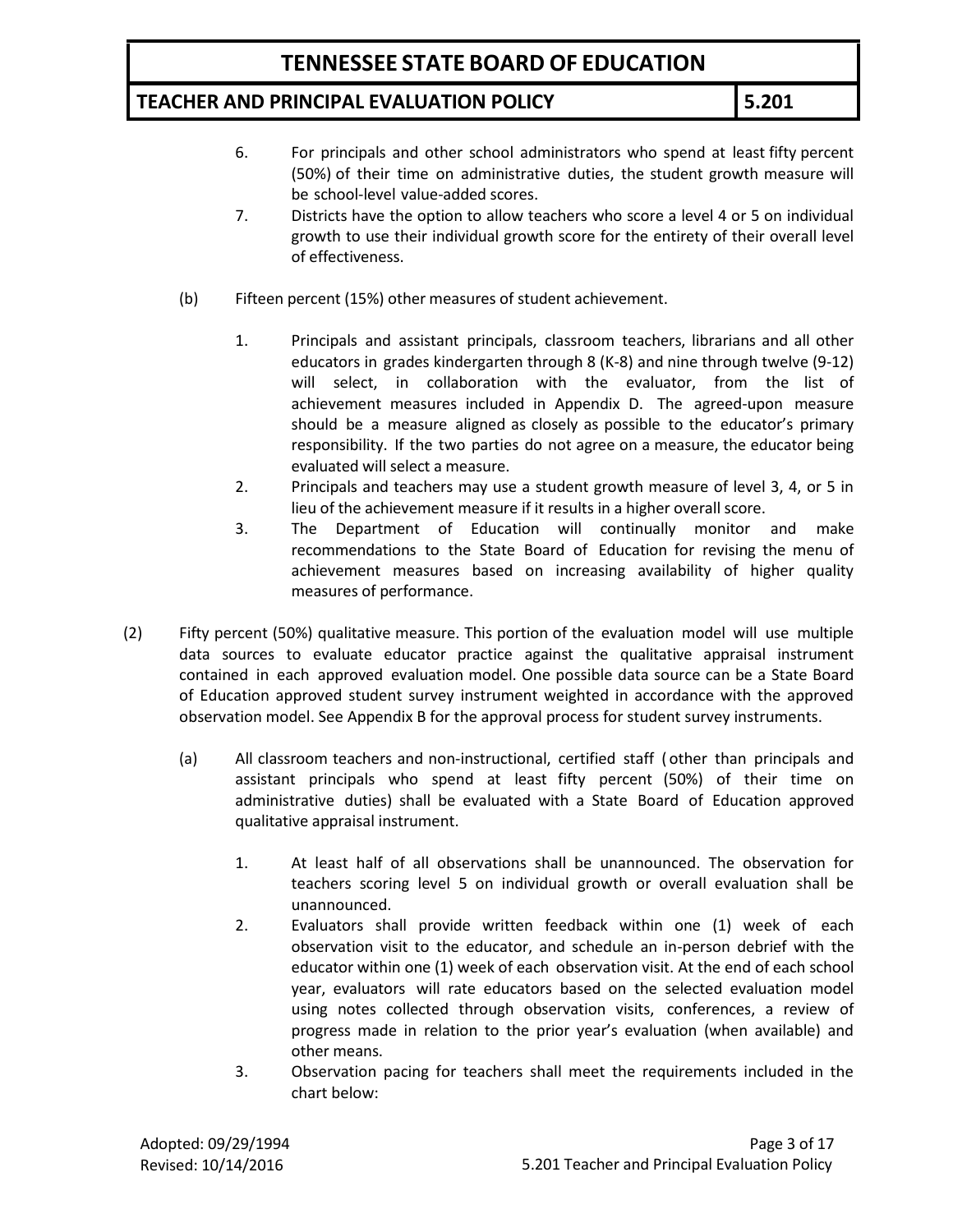6. For principals and other school administrators who spend at least fifty percent (50%) of their time on administrative duties, the student growth measure will be school-level value-added scores.
7. Districts have the option to allow teachers who score a level 4 or 5 on individual growth to use their individual growth score for the entirety of their overall level of effectiveness.

(b) Fifteen percent (15%) other measures of student achievement.

1. Principals and assistant principals, classroom teachers, librarians and all other educators in grades kindergarten through 8 (K-8) and nine through twelve (9-12) will select, in collaboration with the evaluator, from the list of achievement measures included in Appendix D. The agreed-upon measure should be a measure aligned as closely as possible to the educator's primary responsibility. If the two parties do not agree on a measure, the educator being evaluated will select a measure.
2. Principals and teachers may use a student growth measure of level 3, 4, or 5 in lieu of the achievement measure if it results in a higher overall score.
3. The Department of Education will continually monitor and make recommendations to the State Board of Education for revising the menu of achievement measures based on increasing availability of higher quality measures of performance.

(2) Fifty percent (50%) qualitative measure. This portion of the evaluation model will use multiple data sources to evaluate educator practice against the qualitative appraisal instrument contained in each approved evaluation model. One possible data source can be a State Board of Education approved student survey instrument weighted in accordance with the approved observation model. See Appendix B for the approval process for student survey instruments.

(a) All classroom teachers and non-instructional, certified staff (other than principals and assistant principals who spend at least fifty percent (50%) of their time on administrative duties) shall be evaluated with a State Board of Education approved qualitative appraisal instrument.

1. At least half of all observations shall be unannounced. The observation for teachers scoring level 5 on individual growth or overall evaluation shall be unannounced.
2. Evaluators shall provide written feedback within one (1) week of each observation visit to the educator, and schedule an in-person debrief with the educator within one (1) week of each observation visit. At the end of each school year, evaluators will rate educators based on the selected evaluation model using notes collected through observation visits, conferences, a review of progress made in relation to the prior year's evaluation (when available) and other means.
3. Observation pacing for teachers shall meet the requirements included in the chart below: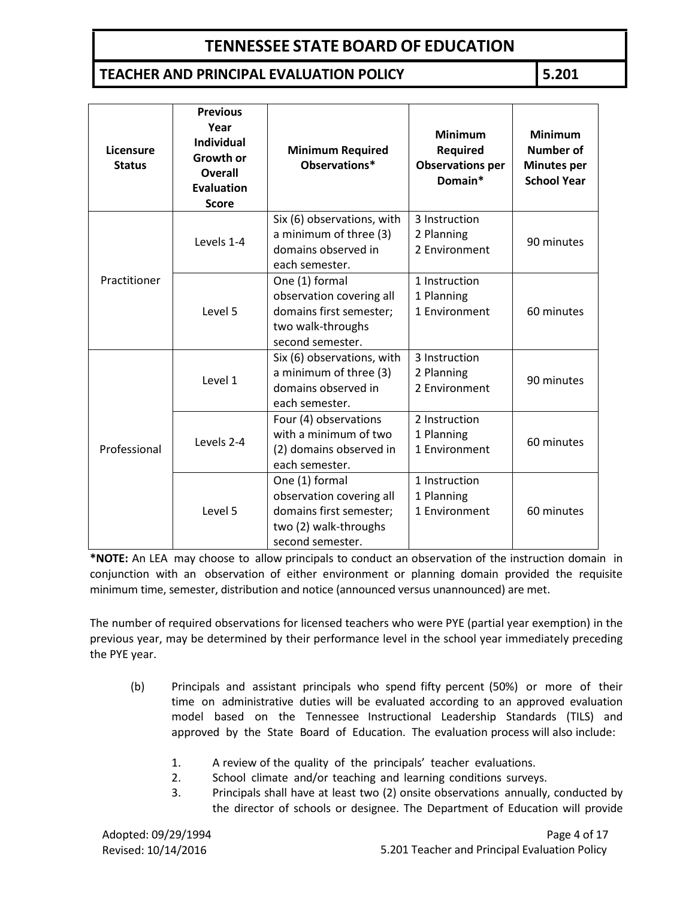| Licensure Status | Previous Year Individual Growth or Overall Evaluation Score | Minimum Required Observations* | Minimum Required Observations per Domain* | Minimum Number of Minutes per School Year |
|---|---|---|---|---|
| Practitioner | Levels 1-4 | Six (6) observations, with a minimum of three (3) domains observed in each semester. | 3 Instruction<br>2 Planning<br>2 Environment | 90 minutes |
| | Level 5 | One (1) formal observation covering all domains first semester; two walk-throughs second semester. | 1 Instruction<br>1 Planning<br>1 Environment | 60 minutes |
| Professional | Level 1 | Six (6) observations, with a minimum of three (3) domains observed in each semester. | 3 Instruction<br>2 Planning<br>2 Environment | 90 minutes |
| | Levels 2-4 | Four (4) observations with a minimum of two (2) domains observed in each semester. | 2 Instruction<br>1 Planning<br>1 Environment | 60 minutes |
| | Level 5 | One (1) formal observation covering all domains first semester; two (2) walk-throughs second semester. | 1 Instruction<br>1 Planning<br>1 Environment | 60 minutes |

***NOTE:** An LEA may choose to allow principals to conduct an observation of the instruction domain in conjunction with an observation of either environment or planning domain provided the requisite minimum time, semester, distribution and notice (announced versus unannounced) are met.

The number of required observations for licensed teachers who were PYE (partial year exemption) in the previous year, may be determined by their performance level in the school year immediately preceding the PYE year.

(b) Principals and assistant principals who spend fifty percent (50%) or more of their time on administrative duties will be evaluated according to an approved evaluation model based on the Tennessee Instructional Leadership Standards (TILS) and approved by the State Board of Education. The evaluation process will also include:

1. A review of the quality of the principals' teacher evaluations.
2. School climate and/or teaching and learning conditions surveys.
3. Principals shall have at least two (2) onsite observations annually, conducted by the director of schools or designee. The Department of Education will provide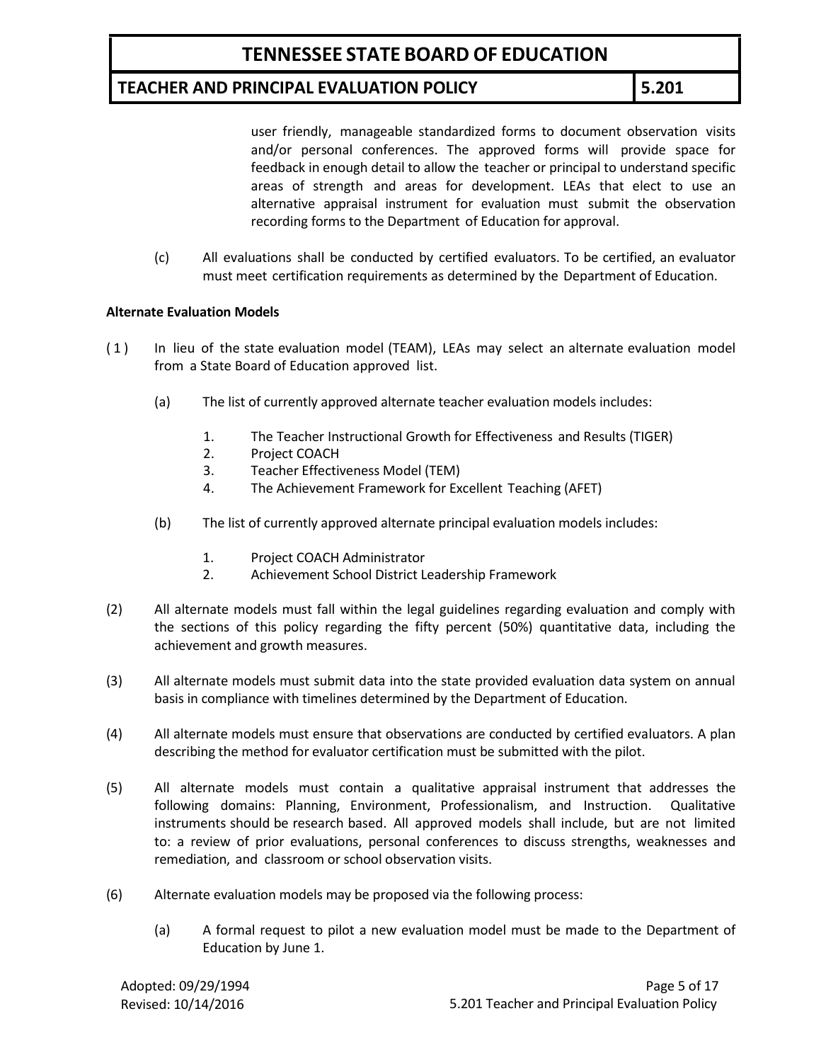user friendly, manageable standardized forms to document observation visits and/or personal conferences. The approved forms will provide space for feedback in enough detail to allow the teacher or principal to understand specific areas of strength and areas for development. LEAs that elect to use an alternative appraisal instrument for evaluation must submit the observation recording forms to the Department of Education for approval.

(c) All evaluations shall be conducted by certified evaluators. To be certified, an evaluator must meet certification requirements as determined by the Department of Education.

**Alternate Evaluation Models**

(1) In lieu of the state evaluation model (TEAM), LEAs may select an alternate evaluation model from a State Board of Education approved list.

(a) The list of currently approved alternate teacher evaluation models includes:

1. The Teacher Instructional Growth for Effectiveness and Results (TIGER)
2. Project COACH
3. Teacher Effectiveness Model (TEM)
4. The Achievement Framework for Excellent Teaching (AFET)

(b) The list of currently approved alternate principal evaluation models includes:

1. Project COACH Administrator
2. Achievement School District Leadership Framework

(2) All alternate models must fall within the legal guidelines regarding evaluation and comply with the sections of this policy regarding the fifty percent (50%) quantitative data, including the achievement and growth measures.

(3) All alternate models must submit data into the state provided evaluation data system on annual basis in compliance with timelines determined by the Department of Education.

(4) All alternate models must ensure that observations are conducted by certified evaluators. A plan describing the method for evaluator certification must be submitted with the pilot.

(5) All alternate models must contain a qualitative appraisal instrument that addresses the following domains: Planning, Environment, Professionalism, and Instruction. Qualitative instruments should be research based. All approved models shall include, but are not limited to: a review of prior evaluations, personal conferences to discuss strengths, weaknesses and remediation, and classroom or school observation visits.

(6) Alternate evaluation models may be proposed via the following process:

(a) A formal request to pilot a new evaluation model must be made to the Department of Education by June 1.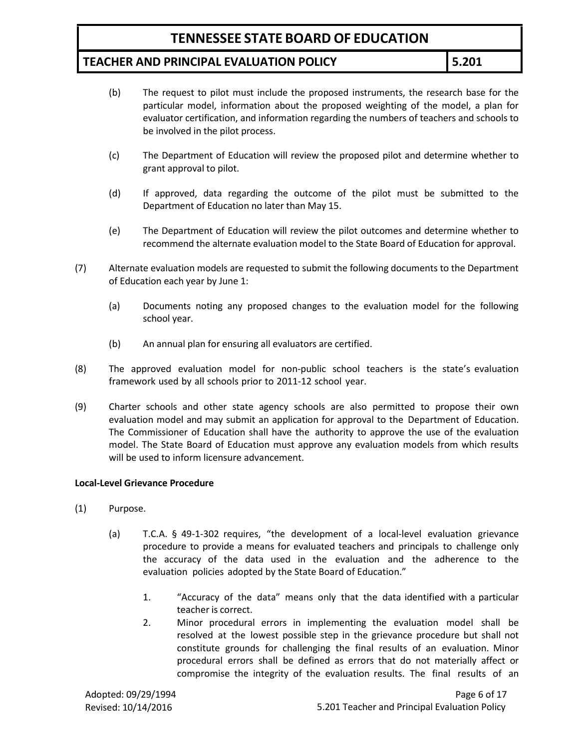(b) The request to pilot must include the proposed instruments, the research base for the particular model, information about the proposed weighting of the model, a plan for evaluator certification, and information regarding the numbers of teachers and schools to be involved in the pilot process.

(c) The Department of Education will review the proposed pilot and determine whether to grant approval to pilot.

(d) If approved, data regarding the outcome of the pilot must be submitted to the Department of Education no later than May 15.

(e) The Department of Education will review the pilot outcomes and determine whether to recommend the alternate evaluation model to the State Board of Education for approval.

(7) Alternate evaluation models are requested to submit the following documents to the Department of Education each year by June 1:

(a) Documents noting any proposed changes to the evaluation model for the following school year.

(b) An annual plan for ensuring all evaluators are certified.

(8) The approved evaluation model for non-public school teachers is the state's evaluation framework used by all schools prior to 2011-12 school year.

(9) Charter schools and other state agency schools are also permitted to propose their own evaluation model and may submit an application for approval to the Department of Education. The Commissioner of Education shall have the authority to approve the use of the evaluation model. The State Board of Education must approve any evaluation models from which results will be used to inform licensure advancement.

**Local-Level Grievance Procedure**

(1) Purpose.

(a) T.C.A. § 49-1-302 requires, "the development of a local-level evaluation grievance procedure to provide a means for evaluated teachers and principals to challenge only the accuracy of the data used in the evaluation and the adherence to the evaluation policies adopted by the State Board of Education."

1. "Accuracy of the data" means only that the data identified with a particular teacher is correct.
2. Minor procedural errors in implementing the evaluation model shall be resolved at the lowest possible step in the grievance procedure but shall not constitute grounds for challenging the final results of an evaluation. Minor procedural errors shall be defined as errors that do not materially affect or compromise the integrity of the evaluation results. The final results of an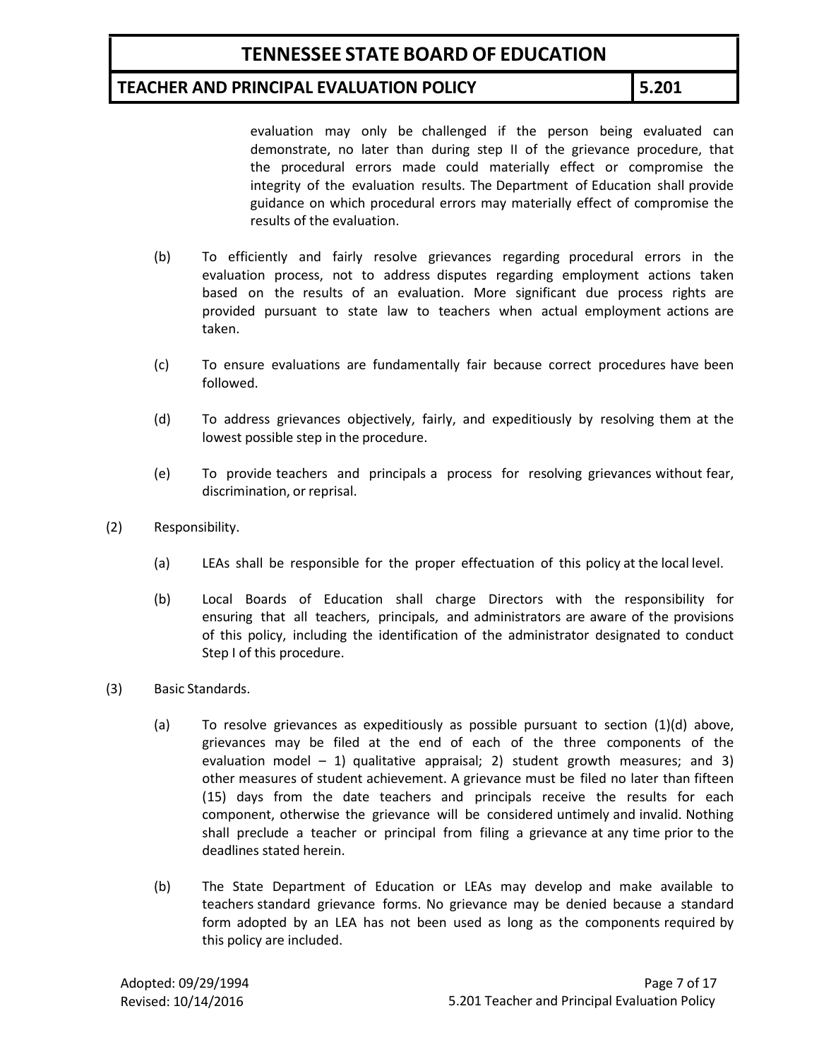evaluation may only be challenged if the person being evaluated can demonstrate, no later than during step II of the grievance procedure, that the procedural errors made could materially effect or compromise the integrity of the evaluation results. The Department of Education shall provide guidance on which procedural errors may materially effect of compromise the results of the evaluation.

(b) To efficiently and fairly resolve grievances regarding procedural errors in the evaluation process, not to address disputes regarding employment actions taken based on the results of an evaluation. More significant due process rights are provided pursuant to state law to teachers when actual employment actions are taken.

(c) To ensure evaluations are fundamentally fair because correct procedures have been followed.

(d) To address grievances objectively, fairly, and expeditiously by resolving them at the lowest possible step in the procedure.

(e) To provide teachers and principals a process for resolving grievances without fear, discrimination, or reprisal.

(2) Responsibility.

(a) LEAs shall be responsible for the proper effectuation of this policy at the local level.

(b) Local Boards of Education shall charge Directors with the responsibility for ensuring that all teachers, principals, and administrators are aware of the provisions of this policy, including the identification of the administrator designated to conduct Step I of this procedure.

(3) Basic Standards.

(a) To resolve grievances as expeditiously as possible pursuant to section (1)(d) above, grievances may be filed at the end of each of the three components of the evaluation model – 1) qualitative appraisal; 2) student growth measures; and 3) other measures of student achievement. A grievance must be filed no later than fifteen (15) days from the date teachers and principals receive the results for each component, otherwise the grievance will be considered untimely and invalid. Nothing shall preclude a teacher or principal from filing a grievance at any time prior to the deadlines stated herein.

(b) The State Department of Education or LEAs may develop and make available to teachers standard grievance forms. No grievance may be denied because a standard form adopted by an LEA has not been used as long as the components required by this policy are included.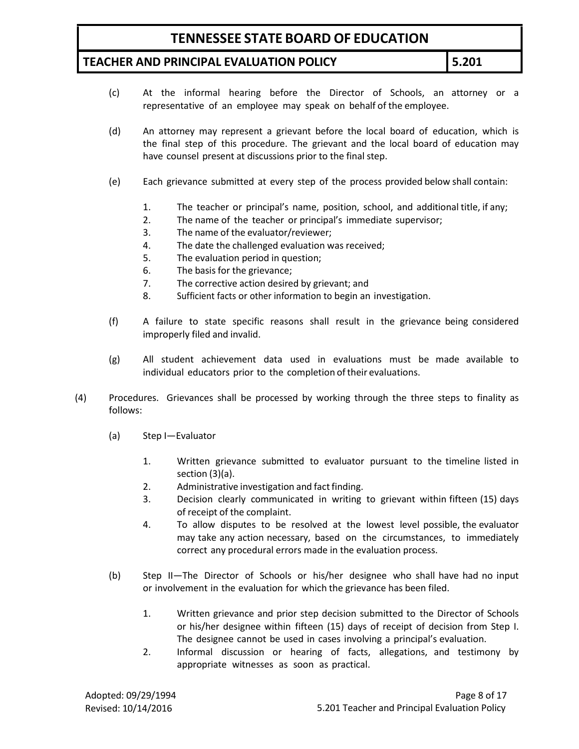(c) At the informal hearing before the Director of Schools, an attorney or a representative of an employee may speak on behalf of the employee.

(d) An attorney may represent a grievant before the local board of education, which is the final step of this procedure. The grievant and the local board of education may have counsel present at discussions prior to the final step.

(e) Each grievance submitted at every step of the process provided below shall contain:

1. The teacher or principal's name, position, school, and additional title, if any;
2. The name of the teacher or principal's immediate supervisor;
3. The name of the evaluator/reviewer;
4. The date the challenged evaluation was received;
5. The evaluation period in question;
6. The basis for the grievance;
7. The corrective action desired by grievant; and
8. Sufficient facts or other information to begin an investigation.

(f) A failure to state specific reasons shall result in the grievance being considered improperly filed and invalid.

(g) All student achievement data used in evaluations must be made available to individual educators prior to the completion of their evaluations.

(4) Procedures. Grievances shall be processed by working through the three steps to finality as follows:

(a) Step I—Evaluator

1. Written grievance submitted to evaluator pursuant to the timeline listed in section (3)(a).
2. Administrative investigation and fact finding.
3. Decision clearly communicated in writing to grievant within fifteen (15) days of receipt of the complaint.
4. To allow disputes to be resolved at the lowest level possible, the evaluator may take any action necessary, based on the circumstances, to immediately correct any procedural errors made in the evaluation process.

(b) Step II—The Director of Schools or his/her designee who shall have had no input or involvement in the evaluation for which the grievance has been filed.

1. Written grievance and prior step decision submitted to the Director of Schools or his/her designee within fifteen (15) days of receipt of decision from Step I. The designee cannot be used in cases involving a principal's evaluation.
2. Informal discussion or hearing of facts, allegations, and testimony by appropriate witnesses as soon as practical.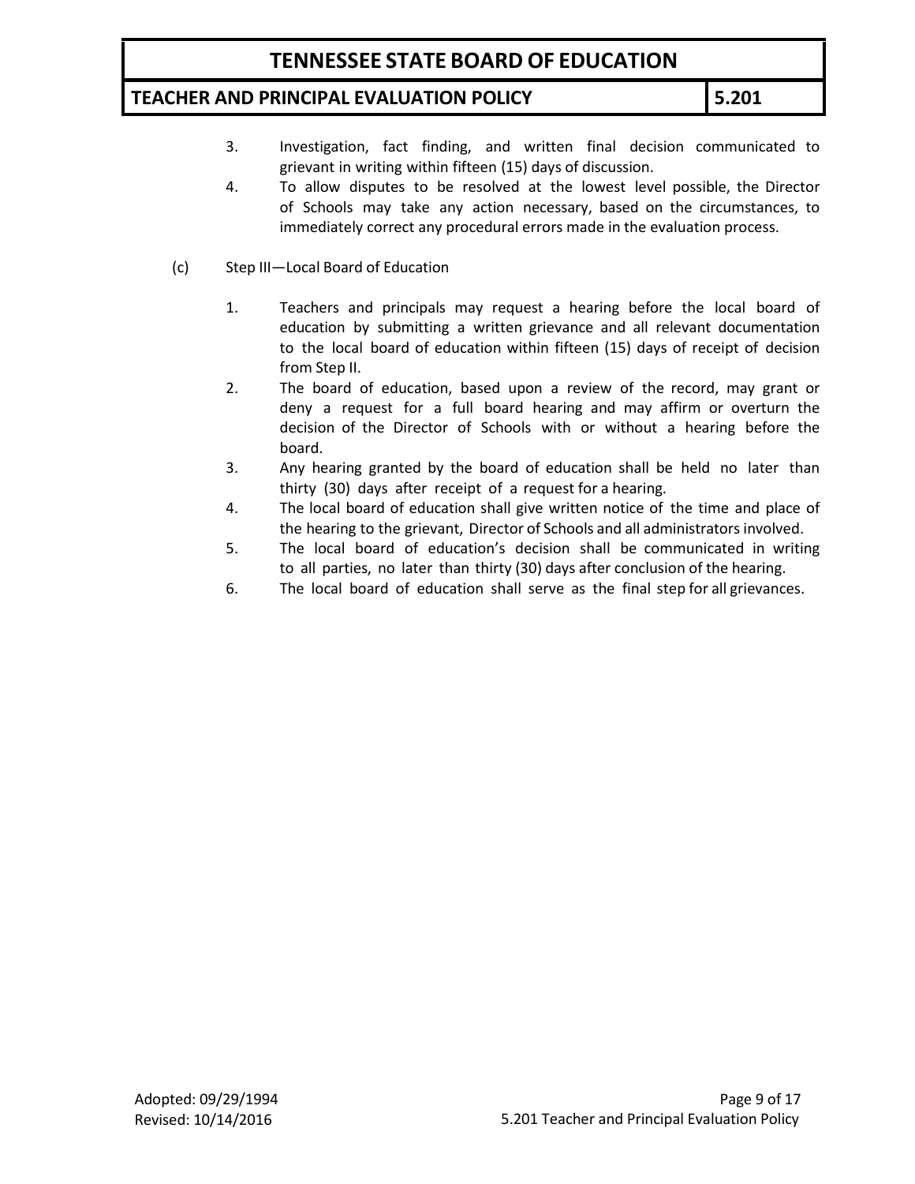3. Investigation, fact finding, and written final decision communicated to grievant in writing within fifteen (15) days of discussion.
4. To allow disputes to be resolved at the lowest level possible, the Director of Schools may take any action necessary, based on the circumstances, to immediately correct any procedural errors made in the evaluation process.

(c) Step III—Local Board of Education

1. Teachers and principals may request a hearing before the local board of education by submitting a written grievance and all relevant documentation to the local board of education within fifteen (15) days of receipt of decision from Step II.
2. The board of education, based upon a review of the record, may grant or deny a request for a full board hearing and may affirm or overturn the decision of the Director of Schools with or without a hearing before the board.
3. Any hearing granted by the board of education shall be held no later than thirty (30) days after receipt of a request for a hearing.
4. The local board of education shall give written notice of the time and place of the hearing to the grievant, Director of Schools and all administrators involved.
5. The local board of education's decision shall be communicated in writing to all parties, no later than thirty (30) days after conclusion of the hearing.
6. The local board of education shall serve as the final step for all grievances.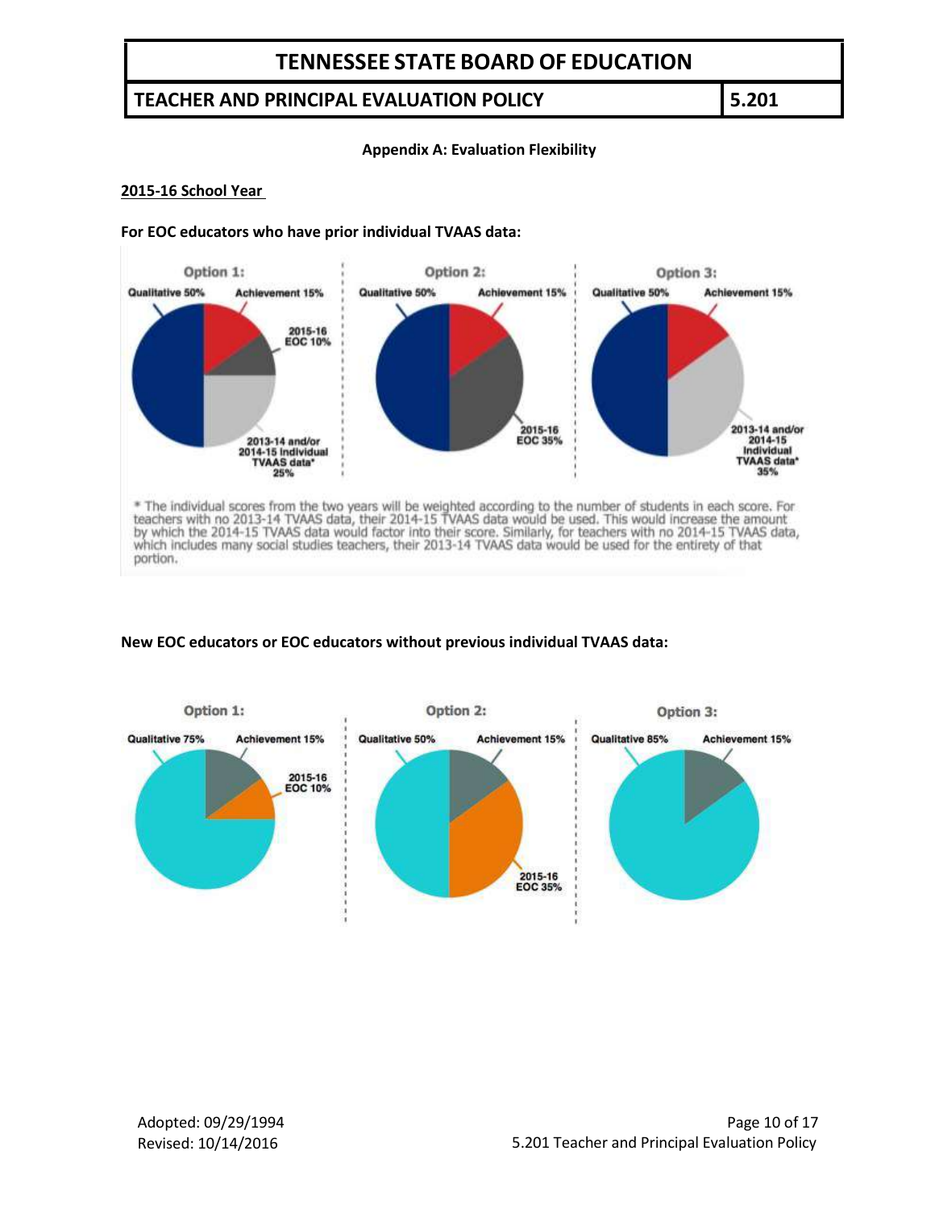**Appendix A: Evaluation Flexibility**

**2015-16 School Year**

**For EOC educators who have prior individual TVAAS data:**

Option 1:
Qualitative 50%
Achievement 15%
2015-16 EOC 10%
2013-14 and/or 2014-15 Individual TVAAS data* 25%

Option 2:
Qualitative 50%
Achievement 15%
2015-16 EOC 35%

Option 3:
Qualitative 50%
Achievement 15%
2013-14 and/or 2014-15 Individual TVAAS data* 35%

* The individual scores from the two years will be weighted according to the number of students in each score. For teachers with no 2013-14 TVAAS data, their 2014-15 TVAAS data would be used. This would increase the amount by which the 2014-15 TVAAS data would factor into their score. Similarly, for teachers with no 2014-15 TVAAS data, which includes many social studies teachers, their 2013-14 TVAAS data would be used for the entirety of that portion.

**New EOC educators or EOC educators without previous individual TVAAS data:**

Option 1:
Qualitative 75%
Achievement 15%
2015-16 EOC 10%

Option 2:
Qualitative 50%
Achievement 15%
2015-16 EOC 35%

Option 3:
Qualitative 85%
Achievement 15%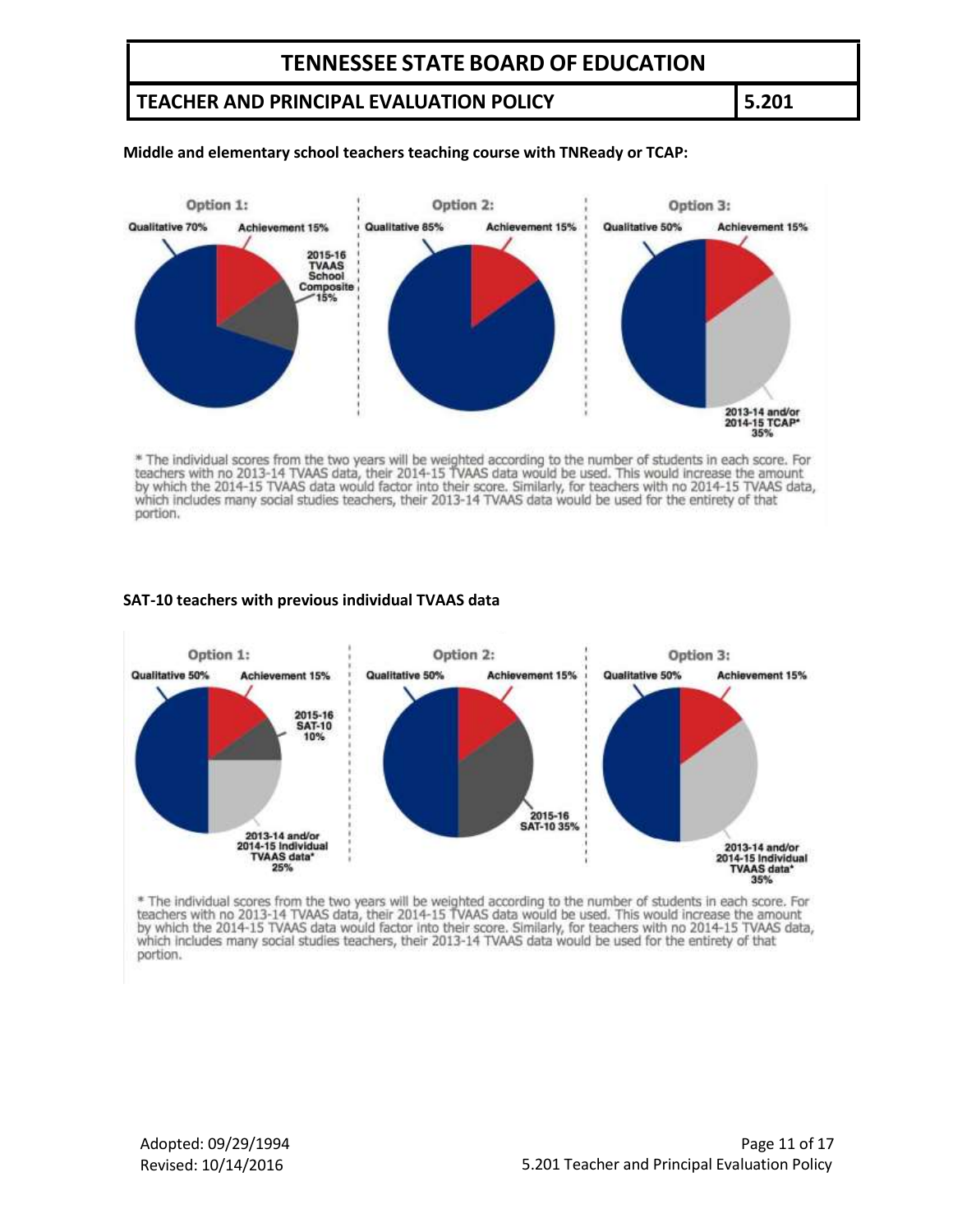**Middle and elementary school teachers teaching course with TNReady or TCAP:**

Option 1:

Qualitative 70%

Achievement 15%

2015-16 TVAAS School Composite 15%

Option 2:

Qualitative 85%

Achievement 15%

Option 3:

Qualitative 50%

Achievement 15%

2013-14 and/or 2014-15 TCAP* 35%

* The individual scores from the two years will be weighted according to the number of students in each score. For teachers with no 2013-14 TVAAS data, their 2014-15 TVAAS data would be used. This would increase the amount by which the 2014-15 TVAAS data would factor into their score. Similarly, for teachers with no 2014-15 TVAAS data, which includes many social studies teachers, their 2013-14 TVAAS data would be used for the entirety of that portion.

**SAT-10 teachers with previous individual TVAAS data**

Option 1:

Qualitative 50%

Achievement 15%

2015-16 SAT-10 10%

2013-14 and/or 2014-15 Individual TVAAS data* 25%

Option 2:

Qualitative 50%

Achievement 15%

2015-16 SAT-10 35%

Option 3:

Qualitative 50%

Achievement 15%

2013-14 and/or 2014-15 Individual TVAAS data* 35%

* The individual scores from the two years will be weighted according to the number of students in each score. For teachers with no 2013-14 TVAAS data, their 2014-15 TVAAS data would be used. This would increase the amount by which the 2014-15 TVAAS data would factor into their score. Similarly, for teachers with no 2014-15 TVAAS data, which includes many social studies teachers, their 2013-14 TVAAS data would be used for the entirety of that portion.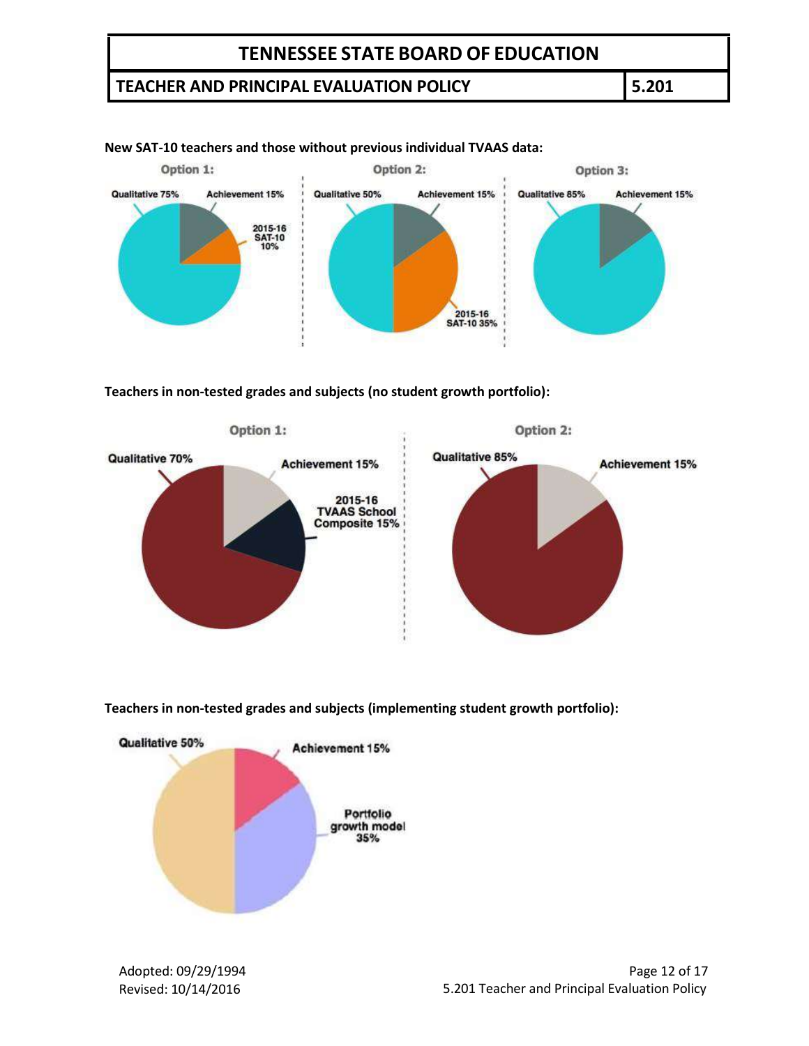**New SAT-10 teachers and those without previous individual TVAAS data:**

Option 1:

Qualitative 75%

Achievement 15%

2015-16 SAT-10 10%

Option 2:

Qualitative 50%

Achievement 15%

2015-16 SAT-10 35%

Option 3:

Qualitative 85%

Achievement 15%

**Teachers in non-tested grades and subjects (no student growth portfolio):**

Option 1:

Qualitative 70%

Achievement 15%

2015-16 TVAAS School Composite 15%

Option 2:

Qualitative 85%

Achievement 15%

**Teachers in non-tested grades and subjects (implementing student growth portfolio):**

Qualitative 50%

Achievement 15%

Portfolio growth model 35%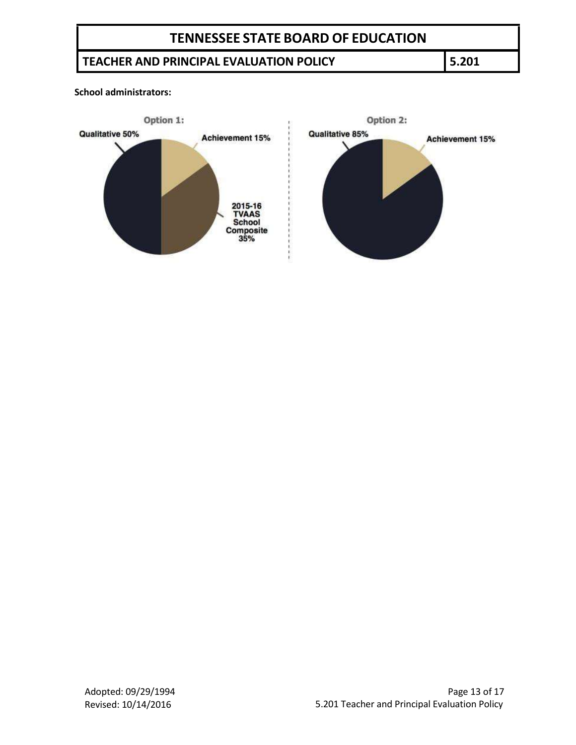**School administrators:**

Option 1:

Qualitative 50%

Achievement 15%

2015-16 TVAAS School Composite 35%

Option 2:

Qualitative 85%

Achievement 15%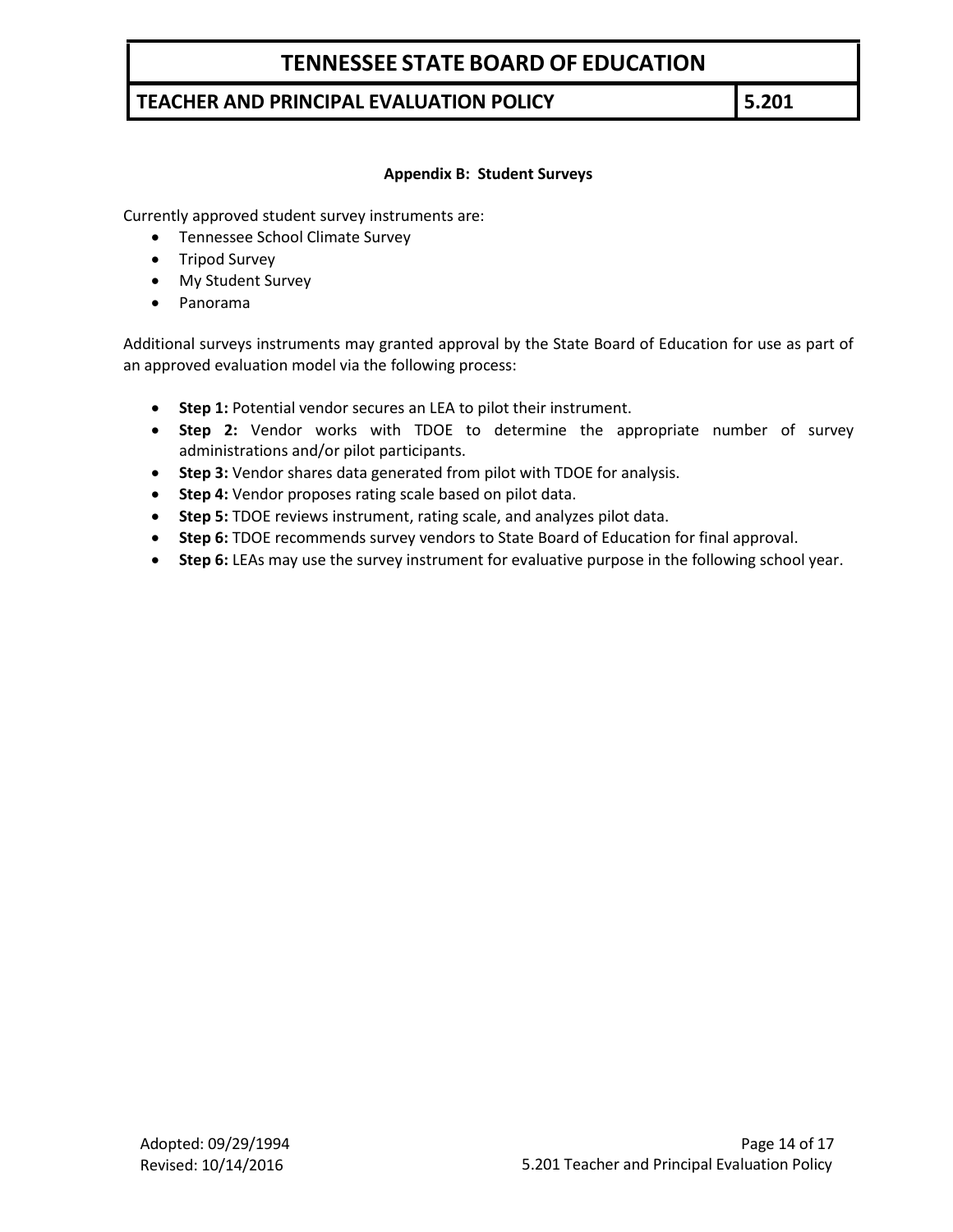### Appendix B: Student Surveys

Currently approved student survey instruments are:

- Tennessee School Climate Survey
- Tripod Survey
- My Student Survey
- Panorama

Additional surveys instruments may granted approval by the State Board of Education for use as part of an approved evaluation model via the following process:

- **Step 1:** Potential vendor secures an LEA to pilot their instrument.
- **Step 2:** Vendor works with TDOE to determine the appropriate number of survey administrations and/or pilot participants.
- **Step 3:** Vendor shares data generated from pilot with TDOE for analysis.
- **Step 4:** Vendor proposes rating scale based on pilot data.
- **Step 5:** TDOE reviews instrument, rating scale, and analyzes pilot data.
- **Step 6:** TDOE recommends survey vendors to State Board of Education for final approval.
- **Step 6:** LEAs may use the survey instrument for evaluative purpose in the following school year.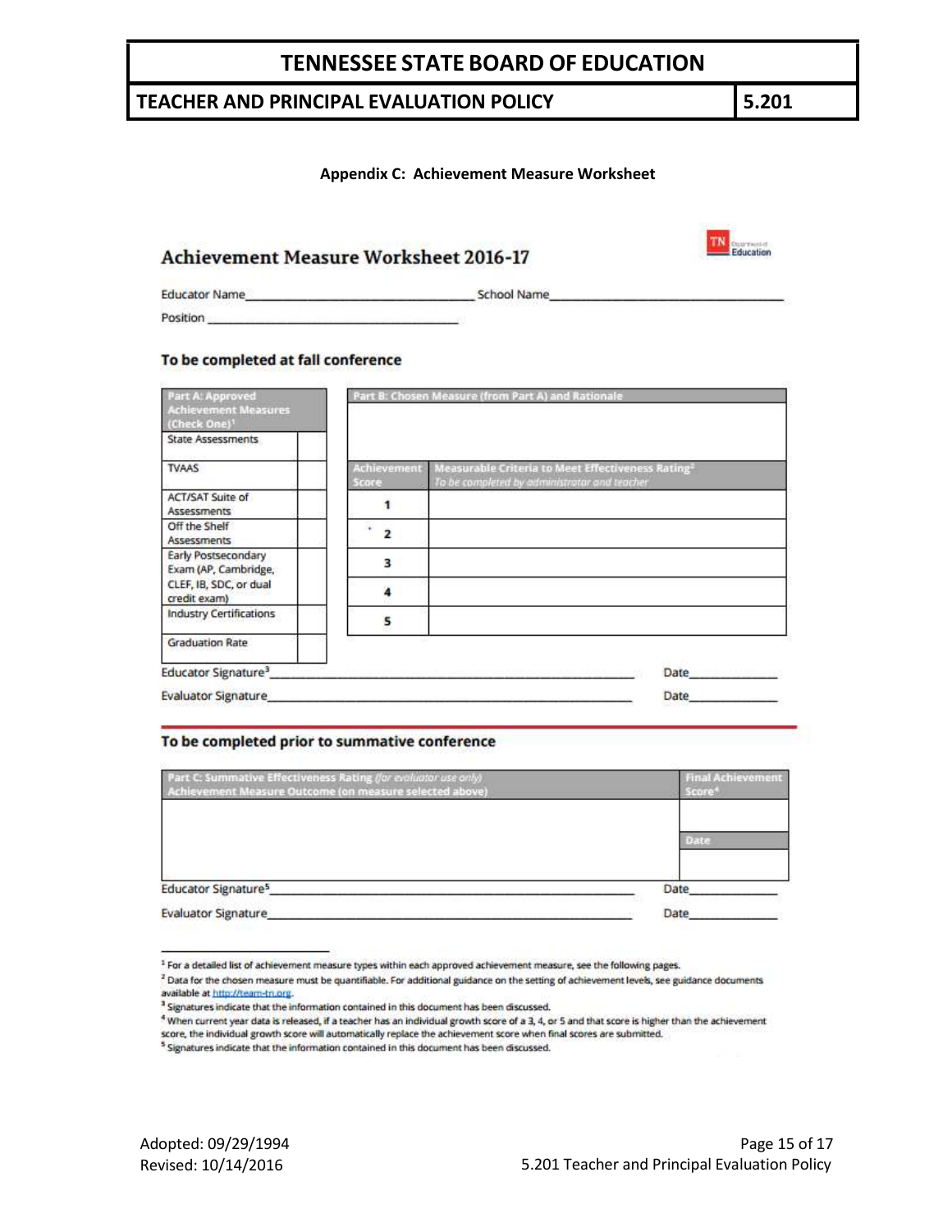**Appendix C: Achievement Measure Worksheet**

## Achievement Measure Worksheet 2016-17

TN Department of Education

Educator Name________________________ School Name________________________

Position ________________________

### To be completed at fall conference

| Part A: Approved Achievement Measures (Check One)[1] | |
|---|---|
| State Assessments | |
| TVAAS | |
| ACT/SAT Suite of Assessments | |
| Off the Shelf Assessments | |
| Early Postsecondary Exam (AP, Cambridge, CLEF, IB, SDC, or dual credit exam) | |
| Industry Certifications | |
| Graduation Rate | |

| Part B: Chosen Measure (from Part A) and Rationale | |
|---|---|
| | |
| **Achievement Score** | **Measurable Criteria to Meet Effectiveness Rating[2]** *To be completed by administrator and teacher* |
| 1 | |
| 2 | |
| 3 | |
| 4 | |
| 5 | |

Educator Signature[3]________________________ Date____________

Evaluator Signature________________________ Date____________

### To be completed prior to summative conference

| Part C: Summative Effectiveness Rating *(for evaluator use only)* Achievement Measure Outcome (on measure selected above) | Final Achievement Score[4] |
|---|---|
| | |
| | **Date** |
| | |

Educator Signature[5]________________________ Date____________

Evaluator Signature________________________ Date____________

---

[1] For a detailed list of achievement measure types within each approved achievement measure, see the following pages.

[2] Data for the chosen measure must be quantifiable. For additional guidance on the setting of achievement levels, see guidance documents available at http://team-tn.org.

[3] Signatures indicate that the information contained in this document has been discussed.

[4] When current year data is released, if a teacher has an individual growth score of a 3, 4, or 5 and that score is higher than the achievement score, the individual growth score will automatically replace the achievement score when final scores are submitted.

[5] Signatures indicate that the information contained in this document has been discussed.

Adopted: 09/29/1994
Revised: 10/14/2016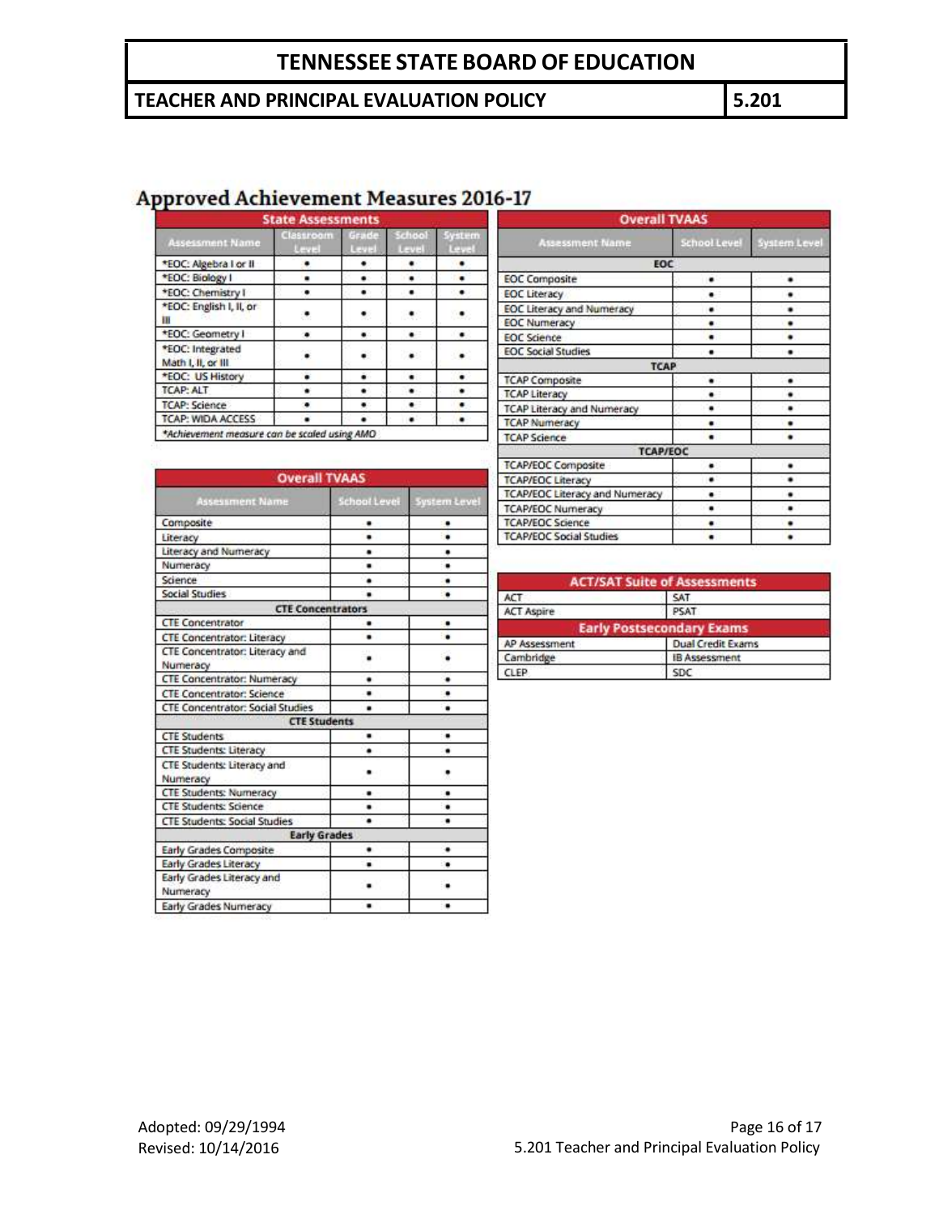## Approved Achievement Measures 2016-17

| State Assessments | | | | |
|---|---|---|---|---|
| Assessment Name | Classroom Level | Grade Level | School Level | System Level |
| *EOC: Algebra I or II | • | • | • | • |
| *EOC: Biology I | • | • | • | • |
| *EOC: Chemistry I | • | • | • | • |
| *EOC: English I, II, or III | • | • | • | • |
| *EOC: Geometry I | • | • | • | • |
| *EOC: Integrated Math I, II, or III | • | • | • | • |
| *EOC: US History | • | • | • | • |
| TCAP: ALT | • | • | • | • |
| TCAP: Science | • | • | • | • |
| TCAP: WIDA ACCESS | • | • | • | • |

*Achievement measure can be scaled using AMO*

| Overall TVAAS | | |
|---|---|---|
| Assessment Name | School Level | System Level |
| Composite | • | • |
| Literacy | • | • |
| Literacy and Numeracy | • | • |
| Numeracy | • | • |
| Science | • | • |
| Social Studies | • | • |
| **CTE Concentrators** | | |
| CTE Concentrator | • | • |
| CTE Concentrator: Literacy | • | • |
| CTE Concentrator: Literacy and Numeracy | • | • |
| CTE Concentrator: Numeracy | • | • |
| CTE Concentrator: Science | • | • |
| CTE Concentrator: Social Studies | • | • |
| **CTE Students** | | |
| CTE Students | • | • |
| CTE Students: Literacy | • | • |
| CTE Students: Literacy and Numeracy | • | • |
| CTE Students: Numeracy | • | • |
| CTE Students: Science | • | • |
| CTE Students: Social Studies | • | • |
| **Early Grades** | | |
| Early Grades Composite | • | • |
| Early Grades Literacy | • | • |
| Early Grades Literacy and Numeracy | • | • |
| Early Grades Numeracy | • | • |

| Overall TVAAS | | |
|---|---|---|
| Assessment Name | School Level | System Level |
| **EOC** | | |
| EOC Composite | • | • |
| EOC Literacy | • | • |
| EOC Literacy and Numeracy | • | • |
| EOC Numeracy | • | • |
| EOC Science | • | • |
| EOC Social Studies | • | • |
| **TCAP** | | |
| TCAP Composite | • | • |
| TCAP Literacy | • | • |
| TCAP Literacy and Numeracy | • | • |
| TCAP Numeracy | • | • |
| TCAP Science | • | • |
| **TCAP/EOC** | | |
| TCAP/EOC Composite | • | • |
| TCAP/EOC Literacy | • | • |
| TCAP/EOC Literacy and Numeracy | • | • |
| TCAP/EOC Numeracy | • | • |
| TCAP/EOC Science | • | • |
| TCAP/EOC Social Studies | • | • |

| ACT/SAT Suite of Assessments | |
|---|---|
| ACT | SAT |
| ACT Aspire | PSAT |
| **Early Postsecondary Exams** | |
| AP Assessment | Dual Credit Exams |
| Cambridge | IB Assessment |
| CLEP | SDC |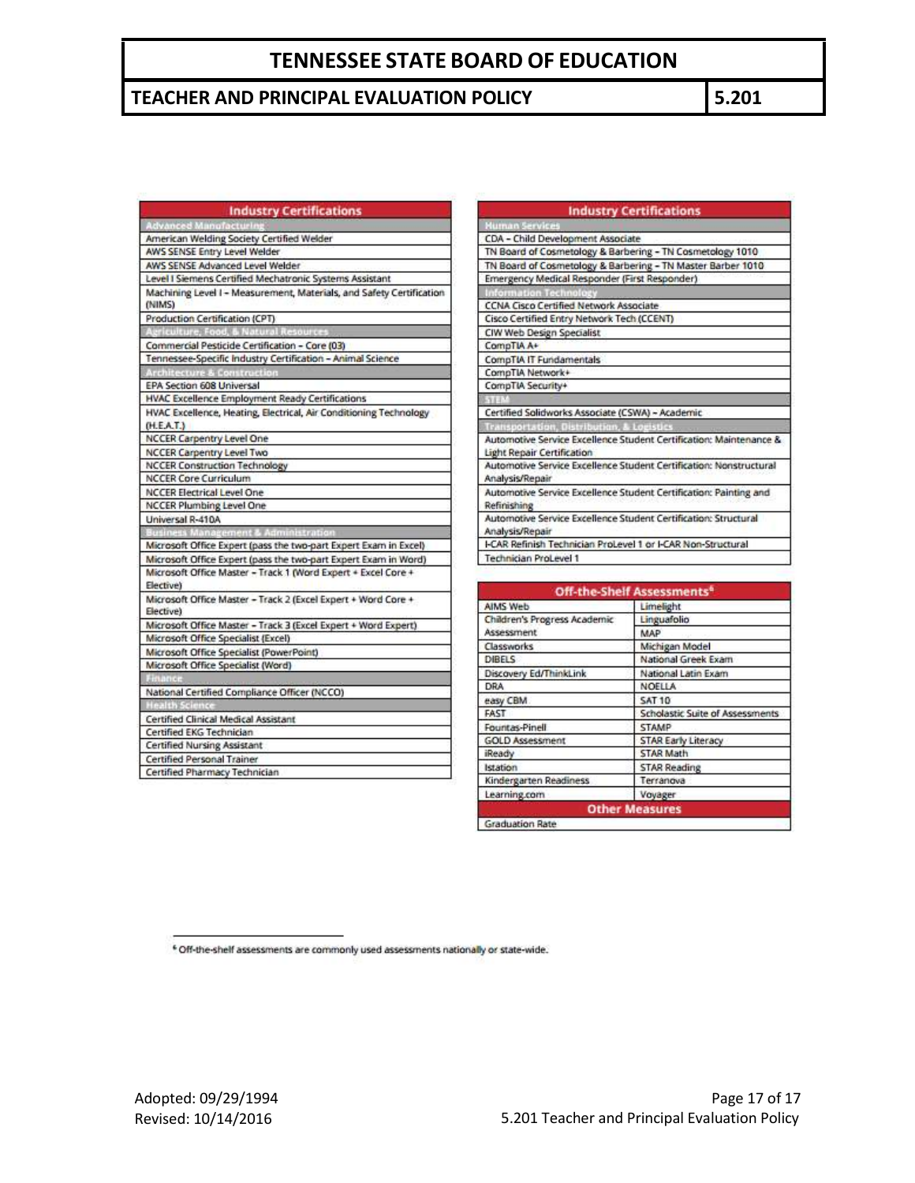| Industry Certifications |
|---|
| **Advanced Manufacturing** |
| American Welding Society Certified Welder |
| AWS SENSE Entry Level Welder |
| AWS SENSE Advanced Level Welder |
| Level I Siemens Certified Mechatronic Systems Assistant |
| Machining Level I – Measurement, Materials, and Safety Certification (NIMS) |
| Production Certification (CPT) |
| **Agriculture, Food, & Natural Resources** |
| Commercial Pesticide Certification – Core (03) |
| Tennessee-Specific Industry Certification – Animal Science |
| **Architecture & Construction** |
| EPA Section 608 Universal |
| HVAC Excellence Employment Ready Certifications |
| HVAC Excellence, Heating, Electrical, Air Conditioning Technology (H.E.A.T.) |
| NCCER Carpentry Level One |
| NCCER Carpentry Level Two |
| NCCER Construction Technology |
| NCCER Core Curriculum |
| NCCER Electrical Level One |
| NCCER Plumbing Level One |
| Universal R-410A |
| **Business Management & Administration** |
| Microsoft Office Expert (pass the two-part Expert Exam in Excel) |
| Microsoft Office Expert (pass the two-part Expert Exam in Word) |
| Microsoft Office Master – Track 1 (Word Expert + Excel Core + Elective) |
| Microsoft Office Master – Track 2 (Excel Expert + Word Core + Elective) |
| Microsoft Office Master – Track 3 (Excel Expert + Word Expert) |
| Microsoft Office Specialist (Excel) |
| Microsoft Office Specialist (PowerPoint) |
| Microsoft Office Specialist (Word) |
| **Finance** |
| National Certified Compliance Officer (NCCO) |
| **Health Science** |
| Certified Clinical Medical Assistant |
| Certified EKG Technician |
| Certified Nursing Assistant |
| Certified Personal Trainer |
| Certified Pharmacy Technician |

| Industry Certifications |
|---|
| **Human Services** |
| CDA – Child Development Associate |
| TN Board of Cosmetology & Barbering – TN Cosmetology 1010 |
| TN Board of Cosmetology & Barbering – TN Master Barber 1010 |
| Emergency Medical Responder (First Responder) |
| **Information Technology** |
| CCNA Cisco Certified Network Associate |
| Cisco Certified Entry Network Tech (CCENT) |
| CIW Web Design Specialist |
| CompTIA A+ |
| CompTIA IT Fundamentals |
| CompTIA Network+ |
| CompTIA Security+ |
| **STEM** |
| Certified Solidworks Associate (CSWA) – Academic |
| **Transportation, Distribution, & Logistics** |
| Automotive Service Excellence Student Certification: Maintenance & Light Repair Certification |
| Automotive Service Excellence Student Certification: Nonstructural Analysis/Repair |
| Automotive Service Excellence Student Certification: Painting and Refinishing |
| Automotive Service Excellence Student Certification: Structural Analysis/Repair |
| I-CAR Refinish Technician ProLevel 1 or I-CAR Non-Structural Technician ProLevel 1 |

| Off-the-Shelf Assessments[6] | |
|---|---|
| AIMS Web | Limelight |
| Children's Progress Academic Assessment | Linguafolio |
| | MAP |
| Classworks | Michigan Model |
| DIBELS | National Greek Exam |
| Discovery Ed/ThinkLink | National Latin Exam |
| DRA | NOELLA |
| easy CBM | SAT 10 |
| FAST | Scholastic Suite of Assessments |
| Fountas-Pinell | STAMP |
| GOLD Assessment | STAR Early Literacy |
| iReady | STAR Math |
| Istation | STAR Reading |
| Kindergarten Readiness | Terranova |
| Learning.com | Voyager |
| **Other Measures** | |
| Graduation Rate | |

[6] Off-the-shelf assessments are commonly used assessments nationally or state-wide.

Adopted: 09/29/1994
Revised: 10/14/2016